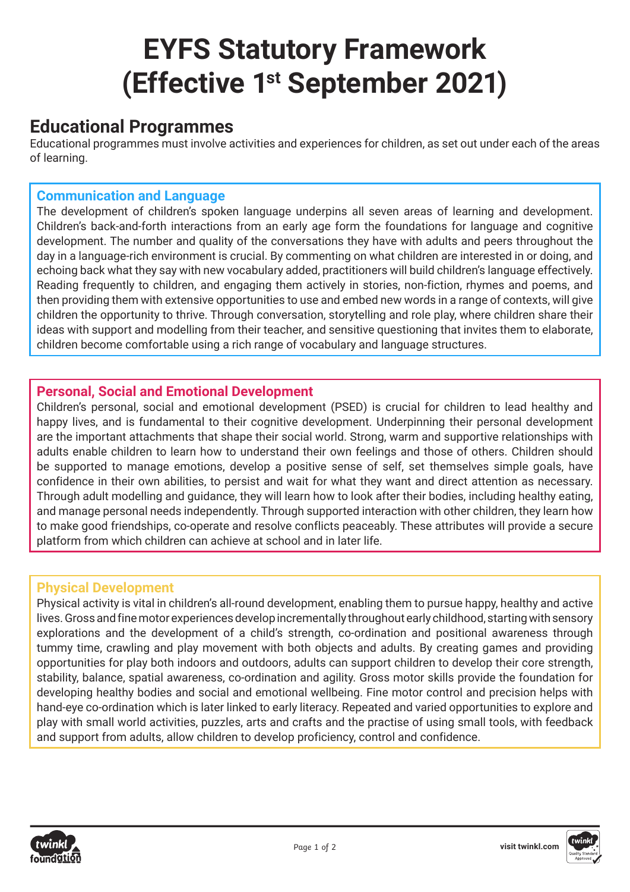# EYFS Statutory Framework (Effective 1st September 2021)

## Educational Programmes

Educational programmes must involve activities and experiences for children, as set out under each of the areas of learning.

### Communication and Language

The development of children's spoken language underpins all seven areas of learning and development. Children's back-and-forth interactions from an early age form the foundations for language and cognitive development. The number and quality of the conversations they have with adults and peers throughout the day in a language-rich environment is crucial. By commenting on what children are interested in or doing, and echoing back what they say with new vocabulary added, practitioners will build children's language effectively. Reading frequently to children, and engaging them actively in stories, non-fiction, rhymes and poems, and then providing them with extensive opportunities to use and embed new words in a range of contexts, will give children the opportunity to thrive. Through conversation, storytelling and role play, where children share their ideas with support and modelling from their teacher, and sensitive questioning that invites them to elaborate, children become comfortable using a rich range of vocabulary and language structures.

### Personal, Social and Emotional Development

Children's personal, social and emotional development (PSED) is crucial for children to lead healthy and happy lives, and is fundamental to their cognitive development. Underpinning their personal development are the important attachments that shape their social world. Strong, warm and supportive relationships with adults enable children to learn how to understand their own feelings and those of others. Children should be supported to manage emotions, develop a positive sense of self, set themselves simple goals, have confidence in their own abilities, to persist and wait for what they want and direct attention as necessary. Through adult modelling and guidance, they will learn how to look after their bodies, including healthy eating, and manage personal needs independently. Through supported interaction with other children, they learn how to make good friendships, co-operate and resolve conflicts peaceably. These attributes will provide a secure platform from which children can achieve at school and in later life.

### Physical Development

Physical activity is vital in children's all-round development, enabling them to pursue happy, healthy and active lives. Gross and fine motor experiences develop incrementally throughout early childhood, starting with sensory explorations and the development of a child's strength, co-ordination and positional awareness through tummy time, crawling and play movement with both objects and adults. By creating games and providing opportunities for play both indoors and outdoors, adults can support children to develop their core strength, stability, balance, spatial awareness, co-ordination and agility. Gross motor skills provide the foundation for developing healthy bodies and social and emotional wellbeing. Fine motor control and precision helps with hand-eye co-ordination which is later linked to early literacy. Repeated and varied opportunities to explore and play with small world activities, puzzles, arts and crafts and the practise of using small tools, with feedback and support from adults, allow children to develop proficiency, control and confidence.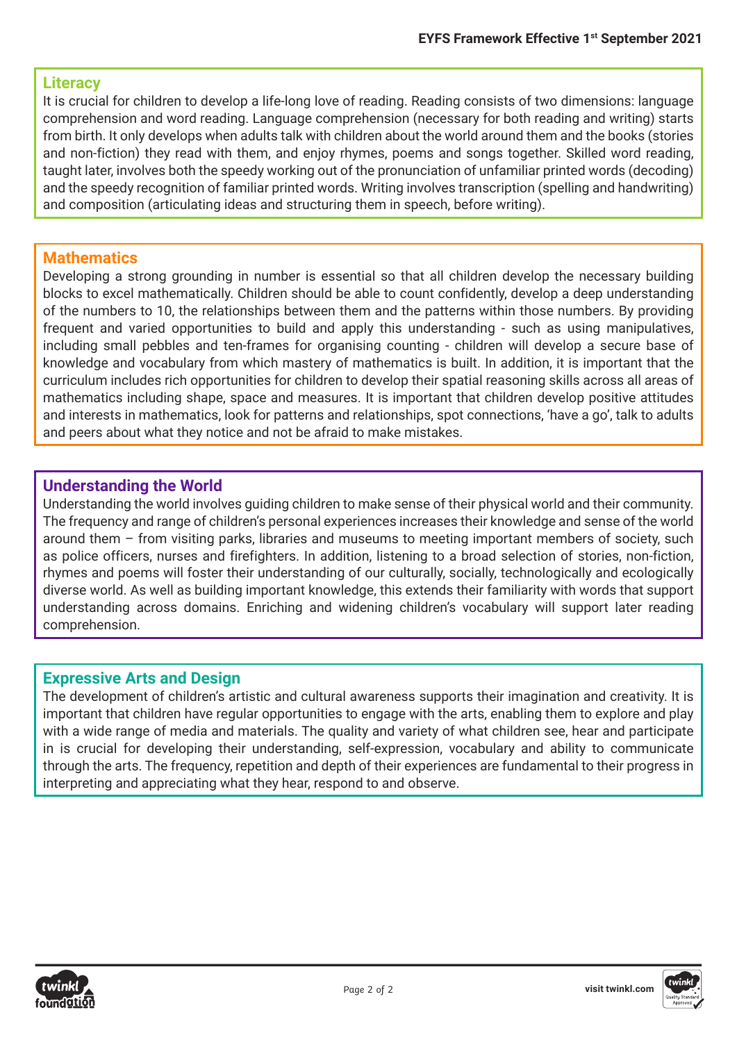## Literacy

It is crucial for children to develop a life-long love of reading. Reading consists of two dimensions: language comprehension and word reading. Language comprehension (necessary for both reading and writing) starts from birth. It only develops when adults talk with children about the world around them and the books (stories and non-fiction) they read with them, and enjoy rhymes, poems and songs together. Skilled word reading, taught later, involves both the speedy working out of the pronunciation of unfamiliar printed words (decoding) and the speedy recognition of familiar printed words. Writing involves transcription (spelling and handwriting) and composition (articulating ideas and structuring them in speech, before writing).

## Mathematics

Developing a strong grounding in number is essential so that all children develop the necessary building blocks to excel mathematically. Children should be able to count confidently, develop a deep understanding of the numbers to 10, the relationships between them and the patterns within those numbers. By providing frequent and varied opportunities to build and apply this understanding - such as using manipulatives, including small pebbles and ten-frames for organising counting - children will develop a secure base of knowledge and vocabulary from which mastery of mathematics is built. In addition, it is important that the curriculum includes rich opportunities for children to develop their spatial reasoning skills across all areas of mathematics including shape, space and measures. It is important that children develop positive attitudes and interests in mathematics, look for patterns and relationships, spot connections, 'have a go', talk to adults and peers about what they notice and not be afraid to make mistakes.

## Understanding the World

Understanding the world involves guiding children to make sense of their physical world and their community. The frequency and range of children's personal experiences increases their knowledge and sense of the world around them – from visiting parks, libraries and museums to meeting important members of society, such as police officers, nurses and firefighters. In addition, listening to a broad selection of stories, non-fiction, rhymes and poems will foster their understanding of our culturally, socially, technologically and ecologically diverse world. As well as building important knowledge, this extends their familiarity with words that support understanding across domains. Enriching and widening children's vocabulary will support later reading comprehension.

## Expressive Arts and Design

The development of children's artistic and cultural awareness supports their imagination and creativity. It is important that children have regular opportunities to engage with the arts, enabling them to explore and play with a wide range of media and materials. The quality and variety of what children see, hear and participate in is crucial for developing their understanding, self-expression, vocabulary and ability to communicate through the arts. The frequency, repetition and depth of their experiences are fundamental to their progress in interpreting and appreciating what they hear, respond to and observe.